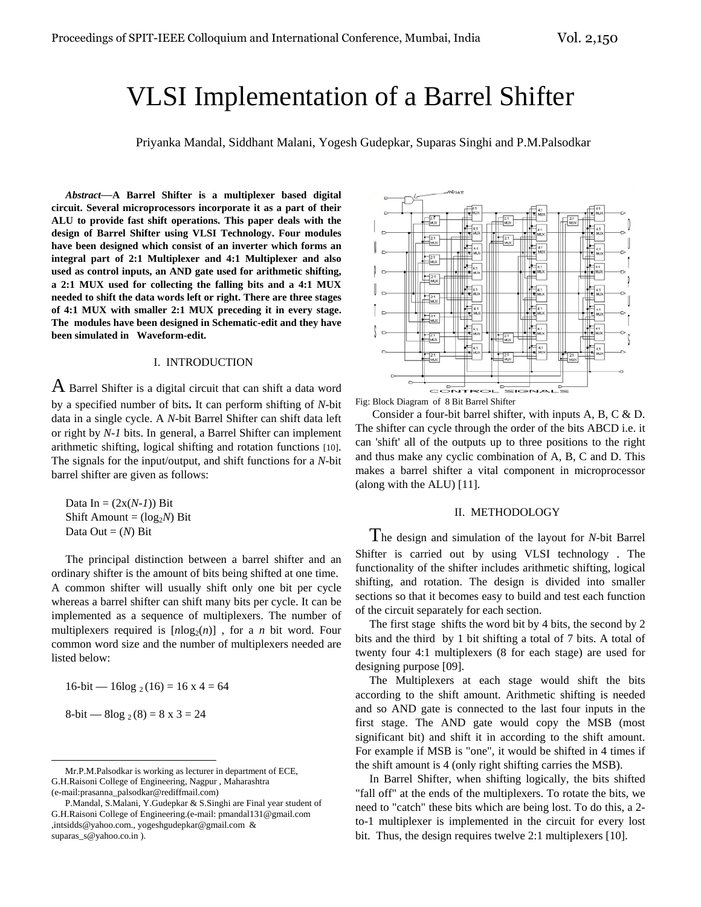# VLSI Implementation of a Barrel Shifter

Priyanka Mandal, Siddhant Malani, Yogesh Gudepkar, Suparas Singhi and P.M.Palsodkar

***Abstract*—A Barrel Shifter is a multiplexer based digital circuit. Several microprocessors incorporate it as a part of their ALU to provide fast shift operations. This paper deals with the design of Barrel Shifter using VLSI Technology. Four modules have been designed which consist of an inverter which forms an integral part of 2:1 Multiplexer and 4:1 Multiplexer and also used as control inputs, an AND gate used for arithmetic shifting, a 2:1 MUX used for collecting the falling bits and a 4:1 MUX needed to shift the data words left or right. There are three stages of 4:1 MUX with smaller 2:1 MUX preceding it in every stage. The modules have been designed in Schematic-edit and they have been simulated in Waveform-edit.**

## I. INTRODUCTION

A Barrel Shifter is a digital circuit that can shift a data word by a specified number of bits**.** It can perform shifting of *N*-bit data in a single cycle. A *N*-bit Barrel Shifter can shift data left or right by *N-1* bits. In general, a Barrel Shifter can implement arithmetic shifting, logical shifting and rotation functions [10]. The signals for the input/output, and shift functions for a *N*-bit barrel shifter are given as follows:

Data In = $(2\text{x}(N\text{-}1))$ Bit
Shift Amount = $(\log_2 N)$ Bit
Data Out = $(N)$ Bit

The principal distinction between a barrel shifter and an ordinary shifter is the amount of bits being shifted at one time. A common shifter will usually shift only one bit per cycle whereas a barrel shifter can shift many bits per cycle. It can be implemented as a sequence of multiplexers. The number of multiplexers required is $[n\log_2(n)]$ , for a *n* bit word. Four common word size and the number of multiplexers needed are listed below:

16-bit — $16\log_2(16) = 16 \times 4 = 64$

8-bit — $8\log_2(8) = 8 \times 3 = 24$

Fig: Block Diagram of 8 Bit Barrel Shifter

Consider a four-bit barrel shifter, with inputs A, B, C & D. The shifter can cycle through the order of the bits ABCD i.e. it can 'shift' all of the outputs up to three positions to the right and thus make any cyclic combination of A, B, C and D. This makes a barrel shifter a vital component in microprocessor (along with the ALU) [11].

## II. METHODOLOGY

The design and simulation of the layout for *N*-bit Barrel Shifter is carried out by using VLSI technology . The functionality of the shifter includes arithmetic shifting, logical shifting, and rotation. The design is divided into smaller sections so that it becomes easy to build and test each function of the circuit separately for each section.

The first stage shifts the word bit by 4 bits, the second by 2 bits and the third by 1 bit shifting a total of 7 bits. A total of twenty four 4:1 multiplexers (8 for each stage) are used for designing purpose [09].

The Multiplexers at each stage would shift the bits according to the shift amount. Arithmetic shifting is needed and so AND gate is connected to the last four inputs in the first stage. The AND gate would copy the MSB (most significant bit) and shift it in according to the shift amount. For example if MSB is "one", it would be shifted in 4 times if the shift amount is 4 (only right shifting carries the MSB).

In Barrel Shifter, when shifting logically, the bits shifted "fall off" at the ends of the multiplexers. To rotate the bits, we need to "catch" these bits which are being lost. To do this, a 2-to-1 multiplexer is implemented in the circuit for every lost bit. Thus, the design requires twelve 2:1 multiplexers [10].

---

Mr.P.M.Palsodkar is working as lecturer in department of ECE, G.H.Raisoni College of Engineering, Nagpur , Maharashtra (e-mail:prasanna_palsodkar@rediffmail.com)

P.Mandal, S.Malani, Y.Gudepkar & S.Singhi are Final year student of G.H.Raisoni College of Engineering.(e-mail: pmandal131@gmail.com ,intsidds@yahoo.com., yogeshgudepkar@gmail.com & suparas_s@yahoo.co.in ).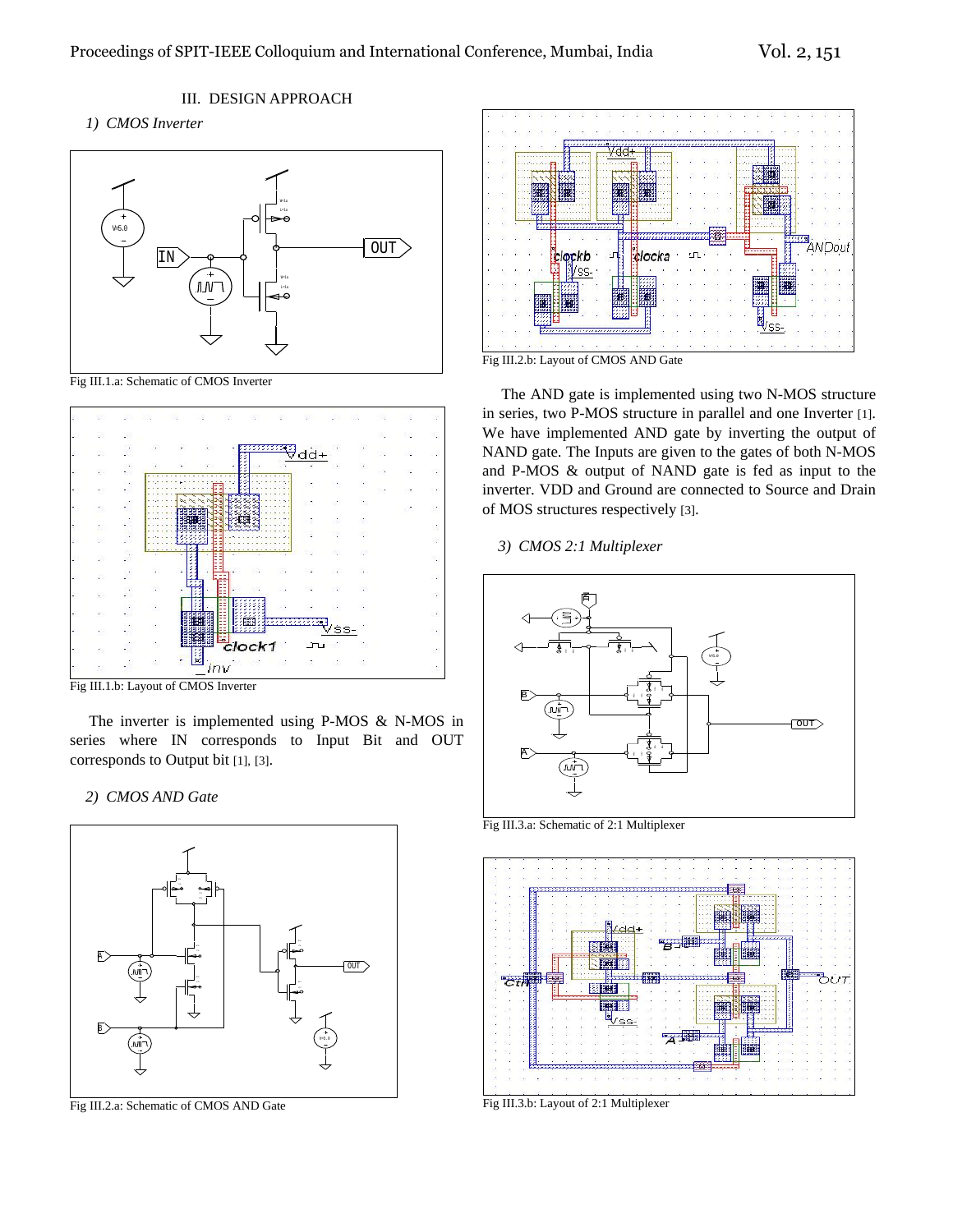## III. DESIGN APPROACH

### 1) *CMOS Inverter*

Fig III.1.a: Schematic of CMOS Inverter

Fig III.1.b: Layout of CMOS Inverter

The inverter is implemented using P-MOS & N-MOS in series where IN corresponds to Input Bit and OUT corresponds to Output bit [1], [3].

### 2) *CMOS AND Gate*

Fig III.2.a: Schematic of CMOS AND Gate

Fig III.2.b: Layout of CMOS AND Gate

The AND gate is implemented using two N-MOS structure in series, two P-MOS structure in parallel and one Inverter [1]. We have implemented AND gate by inverting the output of NAND gate. The Inputs are given to the gates of both N-MOS and P-MOS & output of NAND gate is fed as input to the inverter. VDD and Ground are connected to Source and Drain of MOS structures respectively [3].

### 3) *CMOS 2:1 Multiplexer*

Fig III.3.a: Schematic of 2:1 Multiplexer

Fig III.3.b: Layout of 2:1 Multiplexer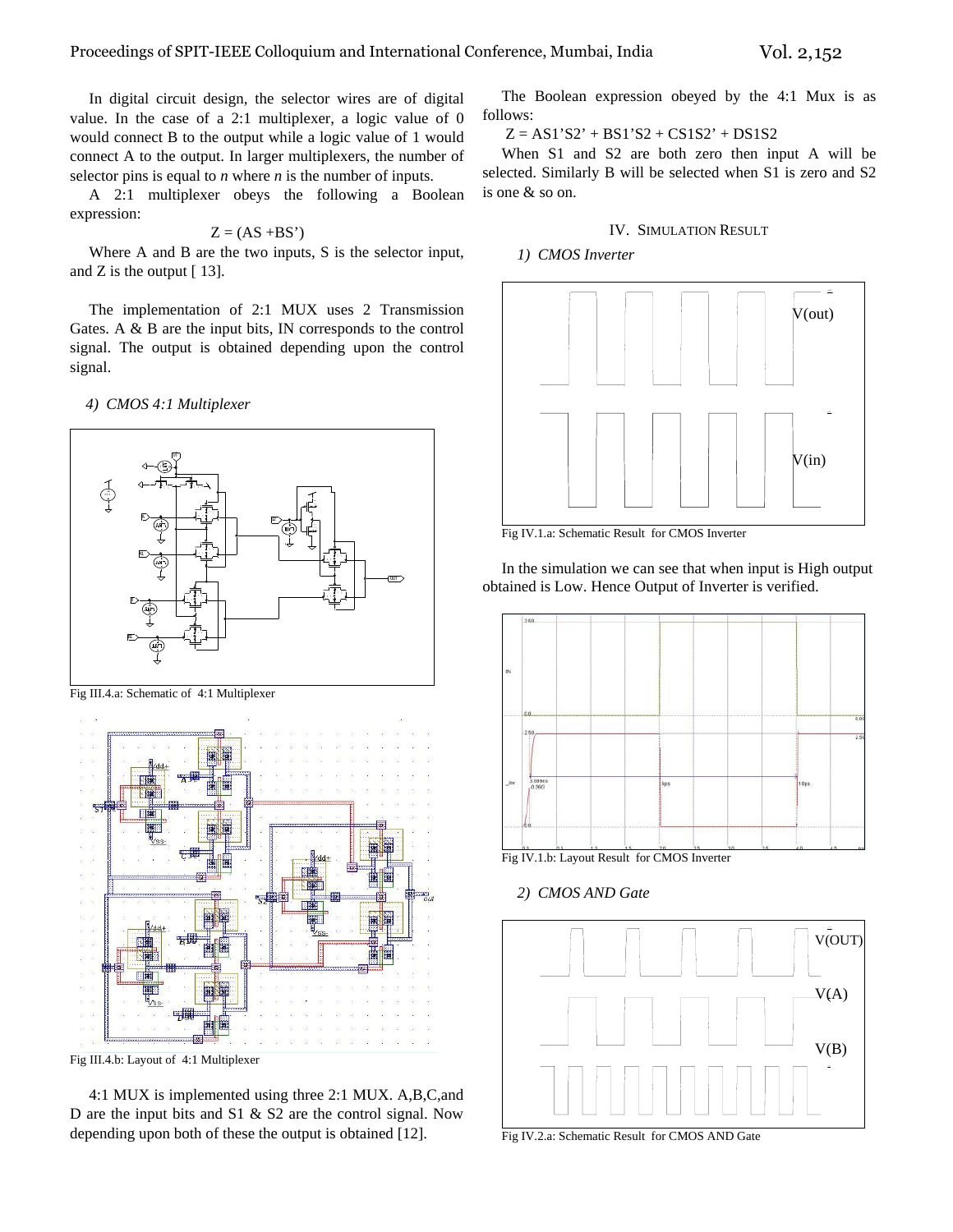In digital circuit design, the selector wires are of digital value. In the case of a 2:1 multiplexer, a logic value of 0 would connect B to the output while a logic value of 1 would connect A to the output. In larger multiplexers, the number of selector pins is equal to *n* where *n* is the number of inputs.

A 2:1 multiplexer obeys the following a Boolean expression:

$$Z = (AS + BS')$$

Where A and B are the two inputs, S is the selector input, and Z is the output [ 13].

The implementation of 2:1 MUX uses 2 Transmission Gates. A & B are the input bits, IN corresponds to the control signal. The output is obtained depending upon the control signal.

*4) CMOS 4:1 Multiplexer*

Fig III.4.a: Schematic of 4:1 Multiplexer

Fig III.4.b: Layout of 4:1 Multiplexer

4:1 MUX is implemented using three 2:1 MUX. A,B,C,and D are the input bits and S1 & S2 are the control signal. Now depending upon both of these the output is obtained [12].

The Boolean expression obeyed by the 4:1 Mux is as follows:

$$Z = AS1'S2' + BS1'S2 + CS1S2' + DS1S2$$

When S1 and S2 are both zero then input A will be selected. Similarly B will be selected when S1 is zero and S2 is one & so on.

## IV. SIMULATION RESULT

*1) CMOS Inverter*

Fig IV.1.a: Schematic Result for CMOS Inverter

In the simulation we can see that when input is High output obtained is Low. Hence Output of Inverter is verified.

Fig IV.1.b: Layout Result for CMOS Inverter

*2) CMOS AND Gate*

Fig IV.2.a: Schematic Result for CMOS AND Gate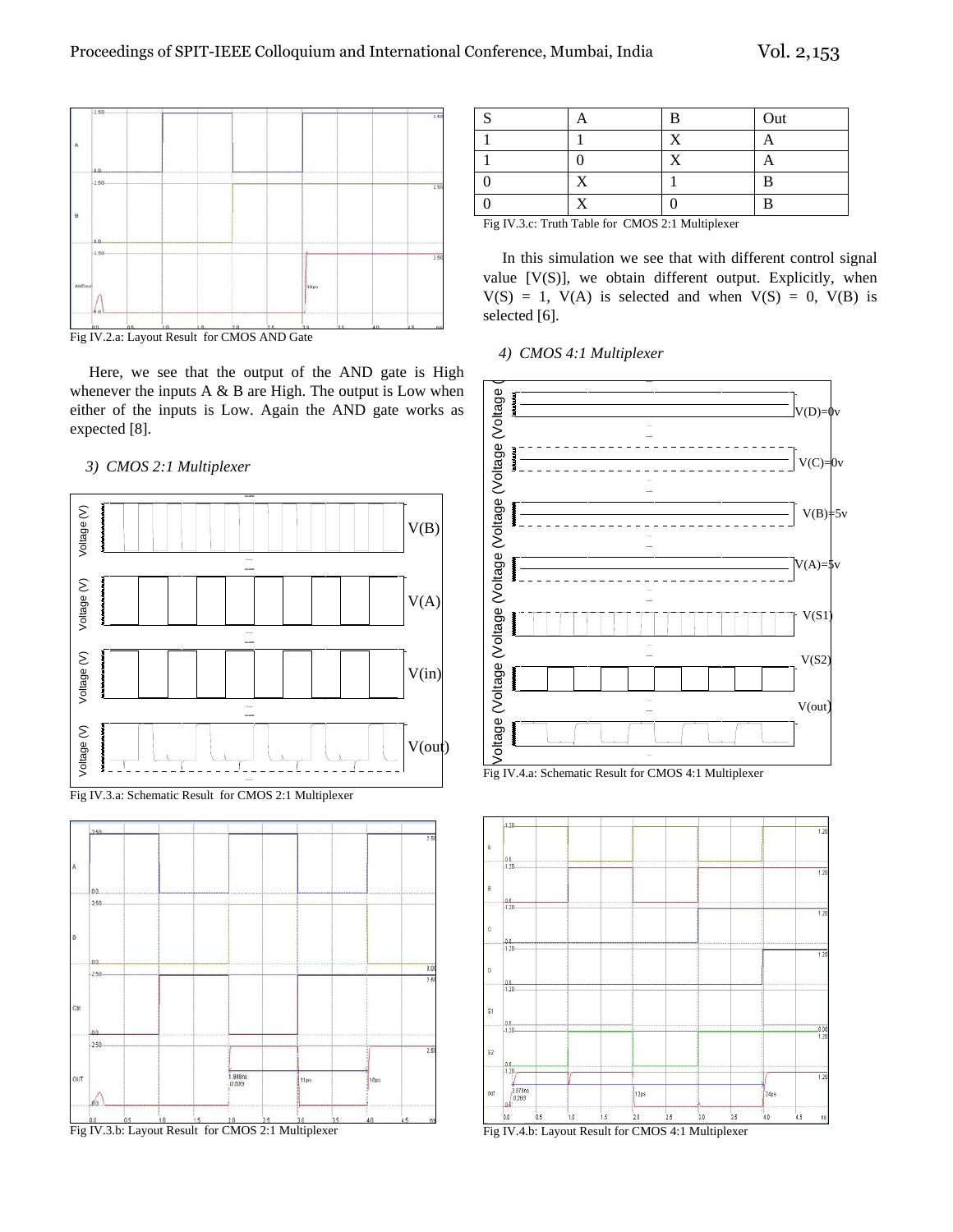Fig IV.2.a: Layout Result for CMOS AND Gate

Here, we see that the output of the AND gate is High whenever the inputs A & B are High. The output is Low when either of the inputs is Low. Again the AND gate works as expected [8].

### 3) CMOS 2:1 Multiplexer

Fig IV.3.a: Schematic Result for CMOS 2:1 Multiplexer

Fig IV.3.b: Layout Result for CMOS 2:1 Multiplexer

| S | A | B | Out |
|---|---|---|---|
| 1 | 1 | X | A |
| 1 | 0 | X | A |
| 0 | X | 1 | B |
| 0 | X | 0 | B |

Fig IV.3.c: Truth Table for CMOS 2:1 Multiplexer

In this simulation we see that with different control signal value [V(S)], we obtain different output. Explicitly, when V(S) = 1, V(A) is selected and when V(S) = 0, V(B) is selected [6].

### 4) CMOS 4:1 Multiplexer

Fig IV.4.a: Schematic Result for CMOS 4:1 Multiplexer

Fig IV.4.b: Layout Result for CMOS 4:1 Multiplexer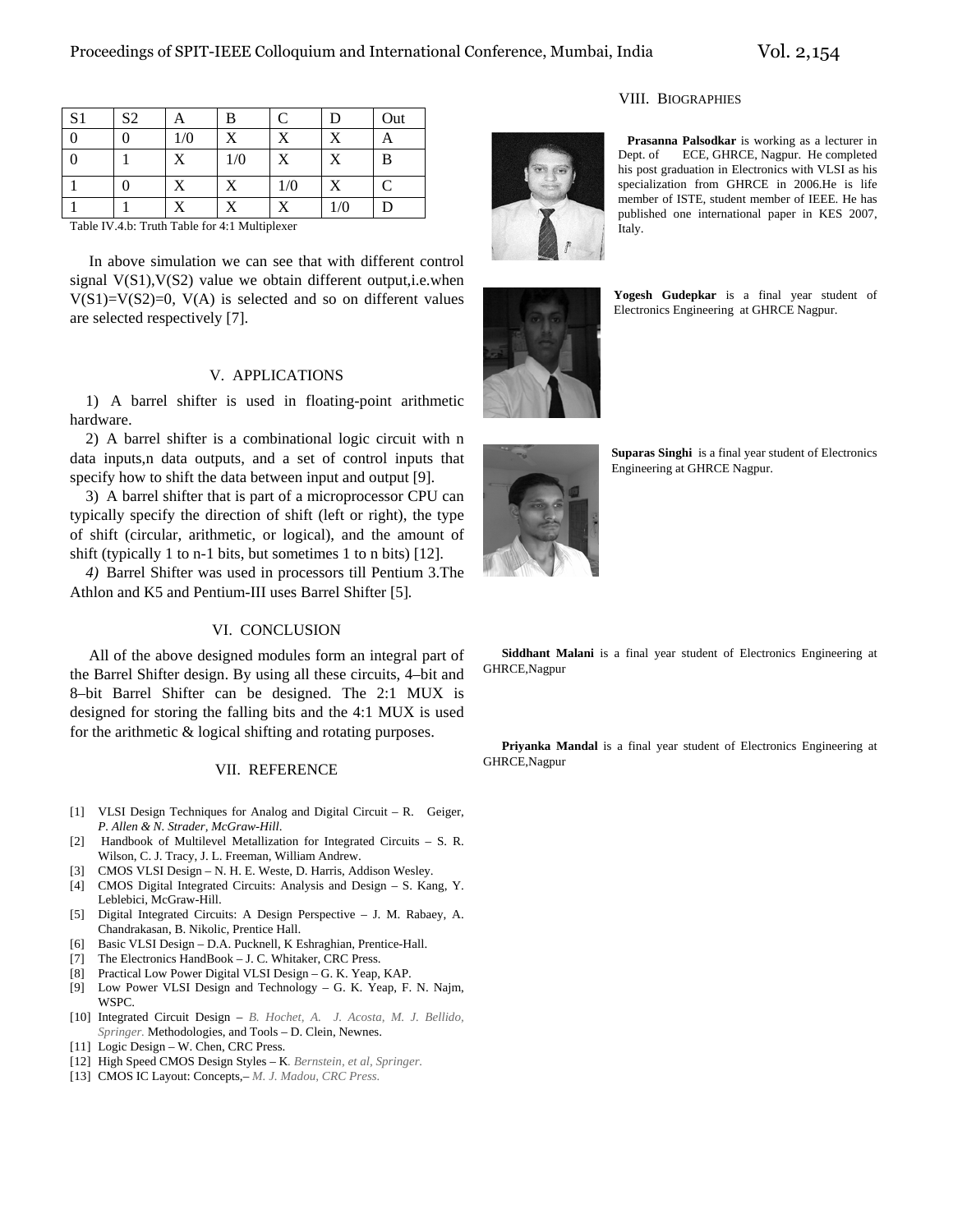| S1 | S2 | A | B | C | D | Out |
|---|---|---|---|---|---|---|
| 0 | 0 | 1/0 | X | X | X | A |
| 0 | 1 | X | 1/0 | X | X | B |
| 1 | 0 | X | X | 1/0 | X | C |
| 1 | 1 | X | X | X | 1/0 | D |

Table IV.4.b: Truth Table for 4:1 Multiplexer

In above simulation we can see that with different control signal V(S1),V(S2) value we obtain different output,i.e.when V(S1)=V(S2)=0, V(A) is selected and so on different values are selected respectively [7].

## V. APPLICATIONS

1) A barrel shifter is used in floating-point arithmetic hardware.

2) A barrel shifter is a combinational logic circuit with n data inputs,n data outputs, and a set of control inputs that specify how to shift the data between input and output [9].

3) A barrel shifter that is part of a microprocessor CPU can typically specify the direction of shift (left or right), the type of shift (circular, arithmetic, or logical), and the amount of shift (typically 1 to n-1 bits, but sometimes 1 to n bits) [12].

*4)* Barrel Shifter was used in processors till Pentium 3.The Athlon and K5 and Pentium-III uses Barrel Shifter [5].

## VI. CONCLUSION

All of the above designed modules form an integral part of the Barrel Shifter design. By using all these circuits, 4–bit and 8–bit Barrel Shifter can be designed. The 2:1 MUX is designed for storing the falling bits and the 4:1 MUX is used for the arithmetic & logical shifting and rotating purposes.

## VII. REFERENCE

[1] VLSI Design Techniques for Analog and Digital Circuit – R. Geiger, *P. Allen & N. Strader, McGraw-Hill*.
[2] Handbook of Multilevel Metallization for Integrated Circuits – S. R. Wilson, C. J. Tracy, J. L. Freeman, William Andrew.
[3] CMOS VLSI Design – N. H. E. Weste, D. Harris, Addison Wesley.
[4] CMOS Digital Integrated Circuits: Analysis and Design – S. Kang, Y. Leblebici, McGraw-Hill.
[5] Digital Integrated Circuits: A Design Perspective – J. M. Rabaey, A. Chandrakasan, B. Nikolic, Prentice Hall.
[6] Basic VLSI Design – D.A. Pucknell, K Eshraghian, Prentice-Hall.
[7] The Electronics HandBook – J. C. Whitaker, CRC Press.
[8] Practical Low Power Digital VLSI Design – G. K. Yeap, KAP.
[9] Low Power VLSI Design and Technology – G. K. Yeap, F. N. Najm, WSPC.
[10] Integrated Circuit Design – *B. Hochet, A. J. Acosta, M. J. Bellido, Springer.* Methodologies, and Tools – D. Clein, Newnes.
[11] Logic Design – W. Chen, CRC Press.
[12] High Speed CMOS Design Styles – K*. Bernstein, et al, Springer.*
[13] CMOS IC Layout: Concepts,– *M. J. Madou, CRC Press.*

## VIII. BIOGRAPHIES

**Prasanna Palsodkar** is working as a lecturer in Dept. of ECE, GHRCE, Nagpur. He completed his post graduation in Electronics with VLSI as his specialization from GHRCE in 2006.He is life member of ISTE, student member of IEEE. He has published one international paper in KES 2007, Italy.

**Yogesh Gudepkar** is a final year student of Electronics Engineering at GHRCE Nagpur.

**Suparas Singhi** is a final year student of Electronics Engineering at GHRCE Nagpur.

**Siddhant Malani** is a final year student of Electronics Engineering at GHRCE,Nagpur

**Priyanka Mandal** is a final year student of Electronics Engineering at GHRCE,Nagpur